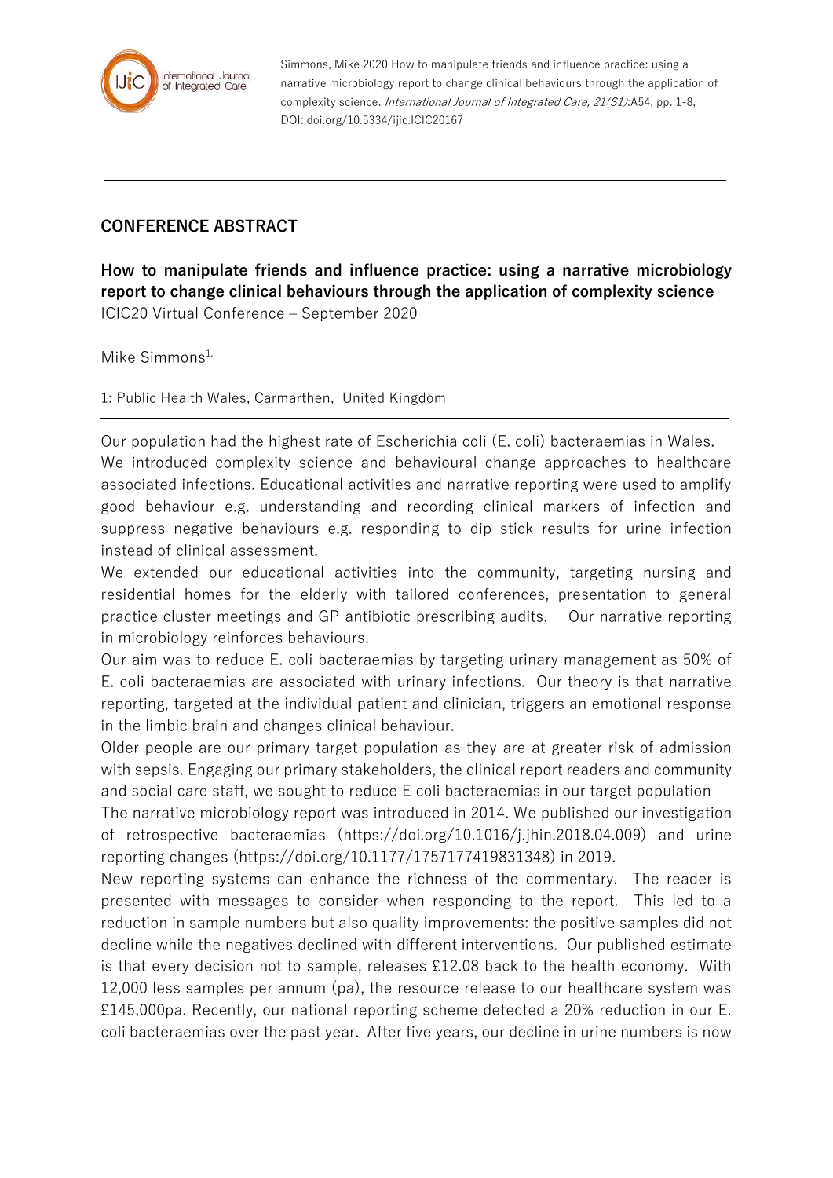Simmons, Mike 2020 How to manipulate friends and influence practice: using a narrative microbiology report to change clinical behaviours through the application of complexity science. *International Journal of Integrated Care, 21(S1)*:A54, pp. 1-8, DOI: doi.org/10.5334/ijic.ICIC20167

## CONFERENCE ABSTRACT

**How to manipulate friends and influence practice: using a narrative microbiology report to change clinical behaviours through the application of complexity science**

ICIC20 Virtual Conference – September 2020

Mike Simmons[1,]

1: Public Health Wales, Carmarthen, United Kingdom

Our population had the highest rate of Escherichia coli (E. coli) bacteraemias in Wales.

We introduced complexity science and behavioural change approaches to healthcare associated infections. Educational activities and narrative reporting were used to amplify good behaviour e.g. understanding and recording clinical markers of infection and suppress negative behaviours e.g. responding to dip stick results for urine infection instead of clinical assessment.

We extended our educational activities into the community, targeting nursing and residential homes for the elderly with tailored conferences, presentation to general practice cluster meetings and GP antibiotic prescribing audits. Our narrative reporting in microbiology reinforces behaviours.

Our aim was to reduce E. coli bacteraemias by targeting urinary management as 50% of E. coli bacteraemias are associated with urinary infections. Our theory is that narrative reporting, targeted at the individual patient and clinician, triggers an emotional response in the limbic brain and changes clinical behaviour.

Older people are our primary target population as they are at greater risk of admission with sepsis. Engaging our primary stakeholders, the clinical report readers and community and social care staff, we sought to reduce E coli bacteraemias in our target population

The narrative microbiology report was introduced in 2014. We published our investigation of retrospective bacteraemias (https://doi.org/10.1016/j.jhin.2018.04.009) and urine reporting changes (https://doi.org/10.1177/1757177419831348) in 2019.

New reporting systems can enhance the richness of the commentary. The reader is presented with messages to consider when responding to the report. This led to a reduction in sample numbers but also quality improvements: the positive samples did not decline while the negatives declined with different interventions. Our published estimate is that every decision not to sample, releases £12.08 back to the health economy. With 12,000 less samples per annum (pa), the resource release to our healthcare system was £145,000pa. Recently, our national reporting scheme detected a 20% reduction in our E. coli bacteraemias over the past year. After five years, our decline in urine numbers is now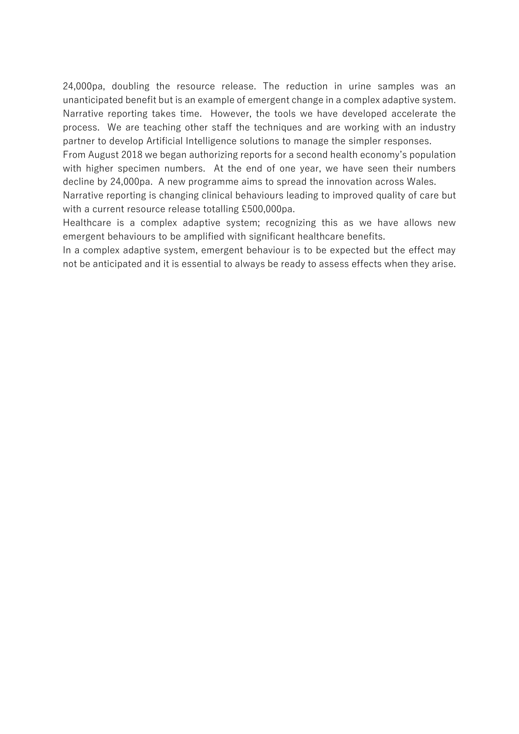24,000pa, doubling the resource release. The reduction in urine samples was an unanticipated benefit but is an example of emergent change in a complex adaptive system.

Narrative reporting takes time. However, the tools we have developed accelerate the process. We are teaching other staff the techniques and are working with an industry partner to develop Artificial Intelligence solutions to manage the simpler responses.

From August 2018 we began authorizing reports for a second health economy's population with higher specimen numbers. At the end of one year, we have seen their numbers decline by 24,000pa. A new programme aims to spread the innovation across Wales.

Narrative reporting is changing clinical behaviours leading to improved quality of care but with a current resource release totalling £500,000pa.

Healthcare is a complex adaptive system; recognizing this as we have allows new emergent behaviours to be amplified with significant healthcare benefits.

In a complex adaptive system, emergent behaviour is to be expected but the effect may not be anticipated and it is essential to always be ready to assess effects when they arise.